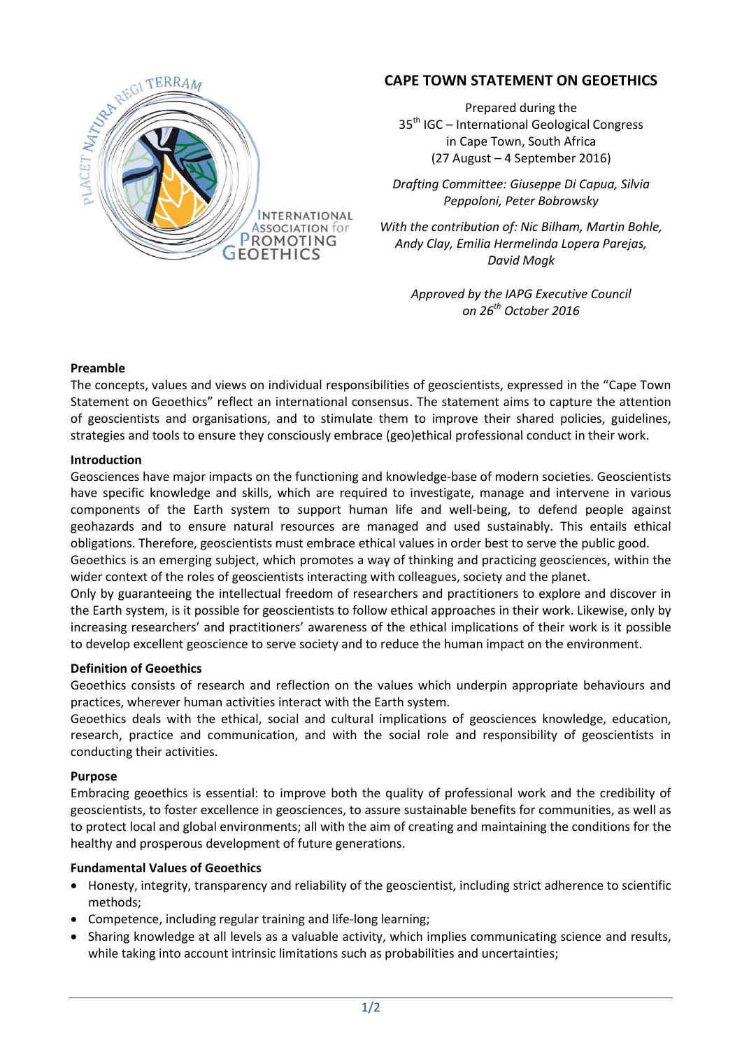# CAPE TOWN STATEMENT ON GEOETHICS

Prepared during the
35th IGC – International Geological Congress
in Cape Town, South Africa
(27 August – 4 September 2016)

*Drafting Committee: Giuseppe Di Capua, Silvia Peppoloni, Peter Bobrowsky*

*With the contribution of: Nic Bilham, Martin Bohle, Andy Clay, Emilia Hermelinda Lopera Parejas, David Mogk*

*Approved by the IAPG Executive Council on 26th October 2016*

### Preamble

The concepts, values and views on individual responsibilities of geoscientists, expressed in the "Cape Town Statement on Geoethics" reflect an international consensus. The statement aims to capture the attention of geoscientists and organisations, and to stimulate them to improve their shared policies, guidelines, strategies and tools to ensure they consciously embrace (geo)ethical professional conduct in their work.

### Introduction

Geosciences have major impacts on the functioning and knowledge-base of modern societies. Geoscientists have specific knowledge and skills, which are required to investigate, manage and intervene in various components of the Earth system to support human life and well-being, to defend people against geohazards and to ensure natural resources are managed and used sustainably. This entails ethical obligations. Therefore, geoscientists must embrace ethical values in order best to serve the public good.

Geoethics is an emerging subject, which promotes a way of thinking and practicing geosciences, within the wider context of the roles of geoscientists interacting with colleagues, society and the planet.

Only by guaranteeing the intellectual freedom of researchers and practitioners to explore and discover in the Earth system, is it possible for geoscientists to follow ethical approaches in their work. Likewise, only by increasing researchers' and practitioners' awareness of the ethical implications of their work is it possible to develop excellent geoscience to serve society and to reduce the human impact on the environment.

### Definition of Geoethics

Geoethics consists of research and reflection on the values which underpin appropriate behaviours and practices, wherever human activities interact with the Earth system.

Geoethics deals with the ethical, social and cultural implications of geosciences knowledge, education, research, practice and communication, and with the social role and responsibility of geoscientists in conducting their activities.

### Purpose

Embracing geoethics is essential: to improve both the quality of professional work and the credibility of geoscientists, to foster excellence in geosciences, to assure sustainable benefits for communities, as well as to protect local and global environments; all with the aim of creating and maintaining the conditions for the healthy and prosperous development of future generations.

### Fundamental Values of Geoethics

- Honesty, integrity, transparency and reliability of the geoscientist, including strict adherence to scientific methods;
- Competence, including regular training and life-long learning;
- Sharing knowledge at all levels as a valuable activity, which implies communicating science and results, while taking into account intrinsic limitations such as probabilities and uncertainties;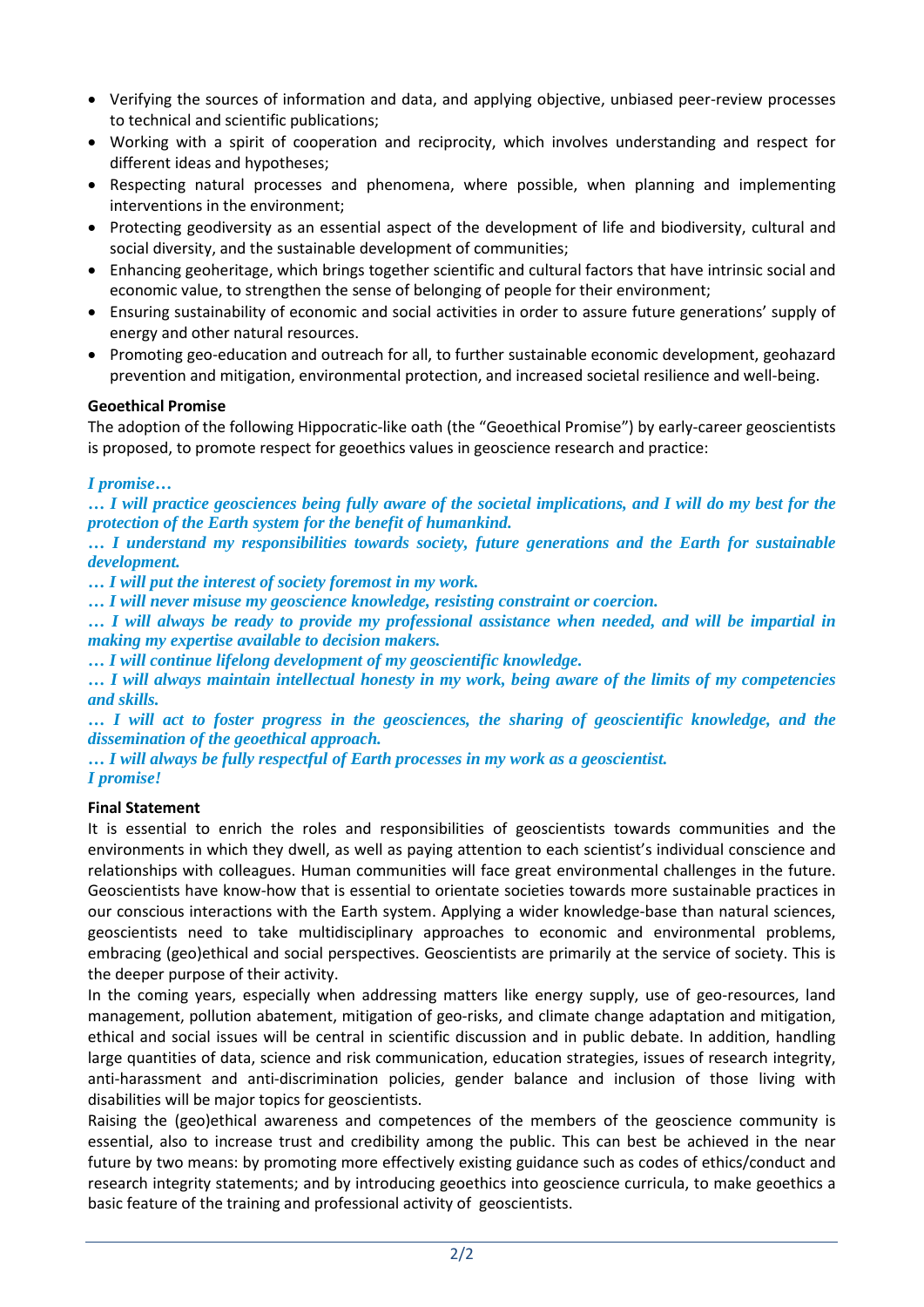- Verifying the sources of information and data, and applying objective, unbiased peer-review processes to technical and scientific publications;
- Working with a spirit of cooperation and reciprocity, which involves understanding and respect for different ideas and hypotheses;
- Respecting natural processes and phenomena, where possible, when planning and implementing interventions in the environment;
- Protecting geodiversity as an essential aspect of the development of life and biodiversity, cultural and social diversity, and the sustainable development of communities;
- Enhancing geoheritage, which brings together scientific and cultural factors that have intrinsic social and economic value, to strengthen the sense of belonging of people for their environment;
- Ensuring sustainability of economic and social activities in order to assure future generations' supply of energy and other natural resources.
- Promoting geo-education and outreach for all, to further sustainable economic development, geohazard prevention and mitigation, environmental protection, and increased societal resilience and well-being.

**Geoethical Promise**

The adoption of the following Hippocratic-like oath (the "Geoethical Promise") by early-career geoscientists is proposed, to promote respect for geoethics values in geoscience research and practice:

***I promise…***

***… I will practice geosciences being fully aware of the societal implications, and I will do my best for the protection of the Earth system for the benefit of humankind.***

***… I understand my responsibilities towards society, future generations and the Earth for sustainable development.***

***… I will put the interest of society foremost in my work.***

***… I will never misuse my geoscience knowledge, resisting constraint or coercion.***

***… I will always be ready to provide my professional assistance when needed, and will be impartial in making my expertise available to decision makers.***

***… I will continue lifelong development of my geoscientific knowledge.***

***… I will always maintain intellectual honesty in my work, being aware of the limits of my competencies and skills.***

***… I will act to foster progress in the geosciences, the sharing of geoscientific knowledge, and the dissemination of the geoethical approach.***

***… I will always be fully respectful of Earth processes in my work as a geoscientist.***

***I promise!***

**Final Statement**

It is essential to enrich the roles and responsibilities of geoscientists towards communities and the environments in which they dwell, as well as paying attention to each scientist's individual conscience and relationships with colleagues. Human communities will face great environmental challenges in the future. Geoscientists have know-how that is essential to orientate societies towards more sustainable practices in our conscious interactions with the Earth system. Applying a wider knowledge-base than natural sciences, geoscientists need to take multidisciplinary approaches to economic and environmental problems, embracing (geo)ethical and social perspectives. Geoscientists are primarily at the service of society. This is the deeper purpose of their activity.

In the coming years, especially when addressing matters like energy supply, use of geo-resources, land management, pollution abatement, mitigation of geo-risks, and climate change adaptation and mitigation, ethical and social issues will be central in scientific discussion and in public debate. In addition, handling large quantities of data, science and risk communication, education strategies, issues of research integrity, anti-harassment and anti-discrimination policies, gender balance and inclusion of those living with disabilities will be major topics for geoscientists.

Raising the (geo)ethical awareness and competences of the members of the geoscience community is essential, also to increase trust and credibility among the public. This can best be achieved in the near future by two means: by promoting more effectively existing guidance such as codes of ethics/conduct and research integrity statements; and by introducing geoethics into geoscience curricula, to make geoethics a basic feature of the training and professional activity of geoscientists.